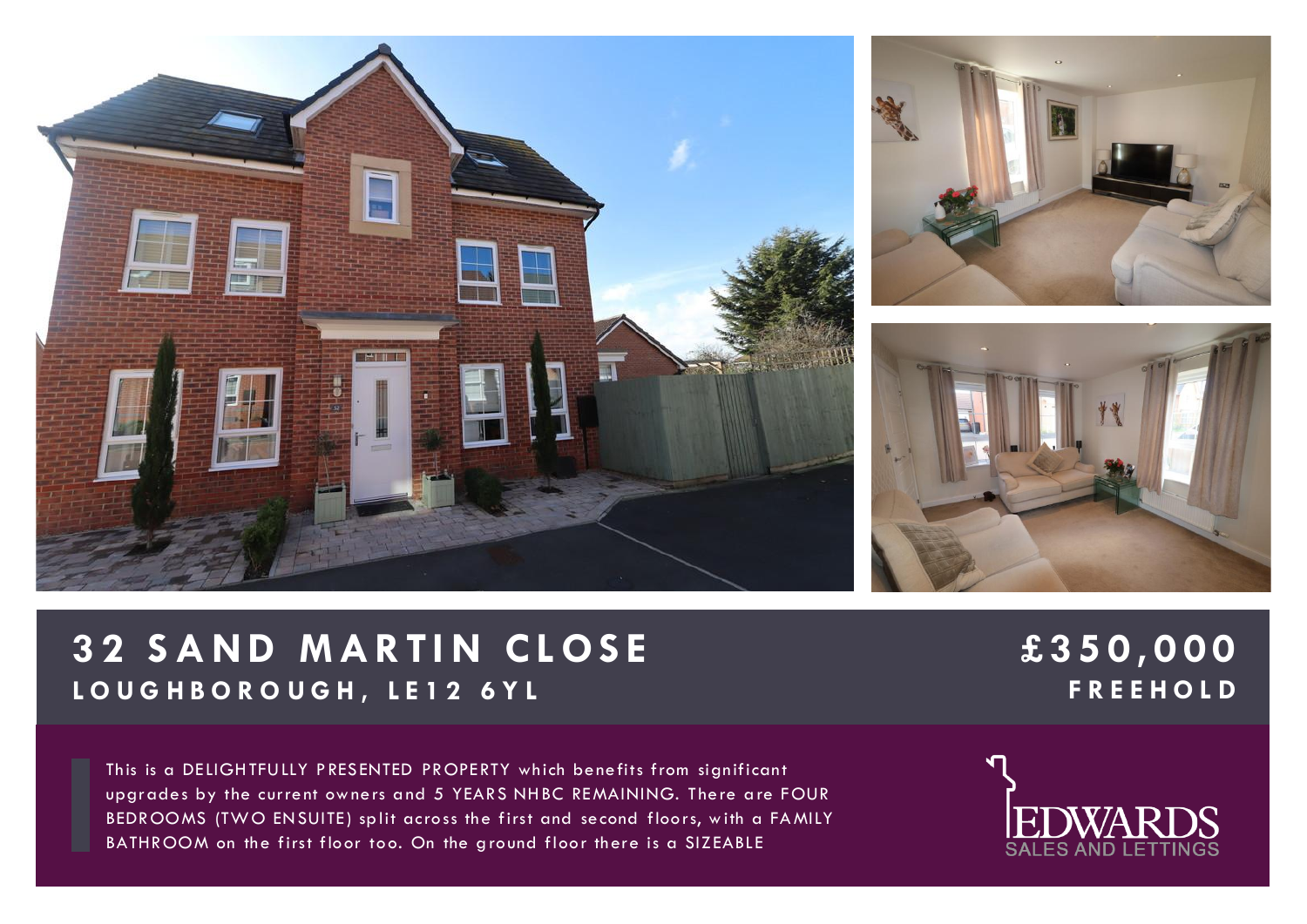# 32 SAND MARTIN CLOSE

## LOUGHBOROUGH, LE12 6YL

## £350,000

**FREEHOLD**

This is a DELIGHTFULLY PRESENTED PROPERTY which benefits from significant upgrades by the current owners and 5 YEARS NHBC REMAINING. There are FOUR BEDROOMS (TWO ENSUITE) split across the first and second floors, with a FAMILY BATHROOM on the first floor too. On the ground floor there is a SIZEABLE

EDWARDS
SALES AND LETTINGS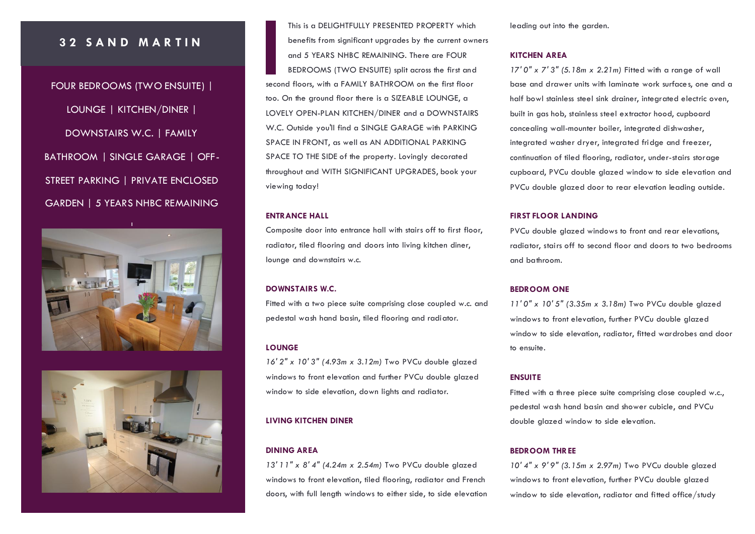# 32 SAND MARTIN

FOUR BEDROOMS (TWO ENSUITE) | LOUNGE | KITCHEN/DINER | DOWNSTAIRS W.C. | FAMILY BATHROOM | SINGLE GARAGE | OFF-STREET PARKING | PRIVATE ENCLOSED GARDEN | 5 YEARS NHBC REMAINING

This is a DELIGHTFULLY PRESENTED PROPERTY which benefits from significant upgrades by the current owners and 5 YEARS NHBC REMAINING. There are FOUR BEDROOMS (TWO ENSUITE) split across the first and second floors, with a FAMILY BATHROOM on the first floor too. On the ground floor there is a SIZEABLE LOUNGE, a LOVELY OPEN-PLAN KITCHEN/DINER and a DOWNSTAIRS W.C. Outside you'll find a SINGLE GARAGE with PARKING SPACE IN FRONT, as well as AN ADDITIONAL PARKING SPACE TO THE SIDE of the property. Lovingly decorated throughout and WITH SIGNIFICANT UPGRADES, book your viewing today!

**ENTRANCE HALL**

Composite door into entrance hall with stairs off to first floor, radiator, tiled flooring and doors into living kitchen diner, lounge and downstairs w.c.

**DOWNSTAIRS W.C.**

Fitted with a two piece suite comprising close coupled w.c. and pedestal wash hand basin, tiled flooring and radiator.

**LOUNGE**

*16' 2" x 10' 3" (4.93m x 3.12m)* Two PVCu double glazed windows to front elevation and further PVCu double glazed window to side elevation, down lights and radiator.

**LIVING KITCHEN DINER**

**DINING AREA**

*13' 11" x 8' 4" (4.24m x 2.54m)* Two PVCu double glazed windows to front elevation, tiled flooring, radiator and French doors, with full length windows to either side, to side elevation leading out into the garden.

**KITCHEN AREA**

*17' 0" x 7' 3" (5.18m x 2.21m)* Fitted with a range of wall base and drawer units with laminate work surfaces, one and a half bowl stainless steel sink drainer, integrated electric oven, built in gas hob, stainless steel extractor hood, cupboard concealing wall-mounter boiler, integrated dishwasher, integrated washer dryer, integrated fridge and freezer, continuation of tiled flooring, radiator, under-stairs storage cupboard, PVCu double glazed window to side elevation and PVCu double glazed door to rear elevation leading outside.

**FIRST FLOOR LANDING**

PVCu double glazed windows to front and rear elevations, radiator, stairs off to second floor and doors to two bedrooms and bathroom.

**BEDROOM ONE**

*11' 0" x 10' 5" (3.35m x 3.18m)* Two PVCu double glazed windows to front elevation, further PVCu double glazed window to side elevation, radiator, fitted wardrobes and door to ensuite.

**ENSUITE**

Fitted with a three piece suite comprising close coupled w.c., pedestal wash hand basin and shower cubicle, and PVCu double glazed window to side elevation.

**BEDROOM THREE**

*10' 4" x 9' 9" (3.15m x 2.97m)* Two PVCu double glazed windows to front elevation, further PVCu double glazed window to side elevation, radiator and fitted office/study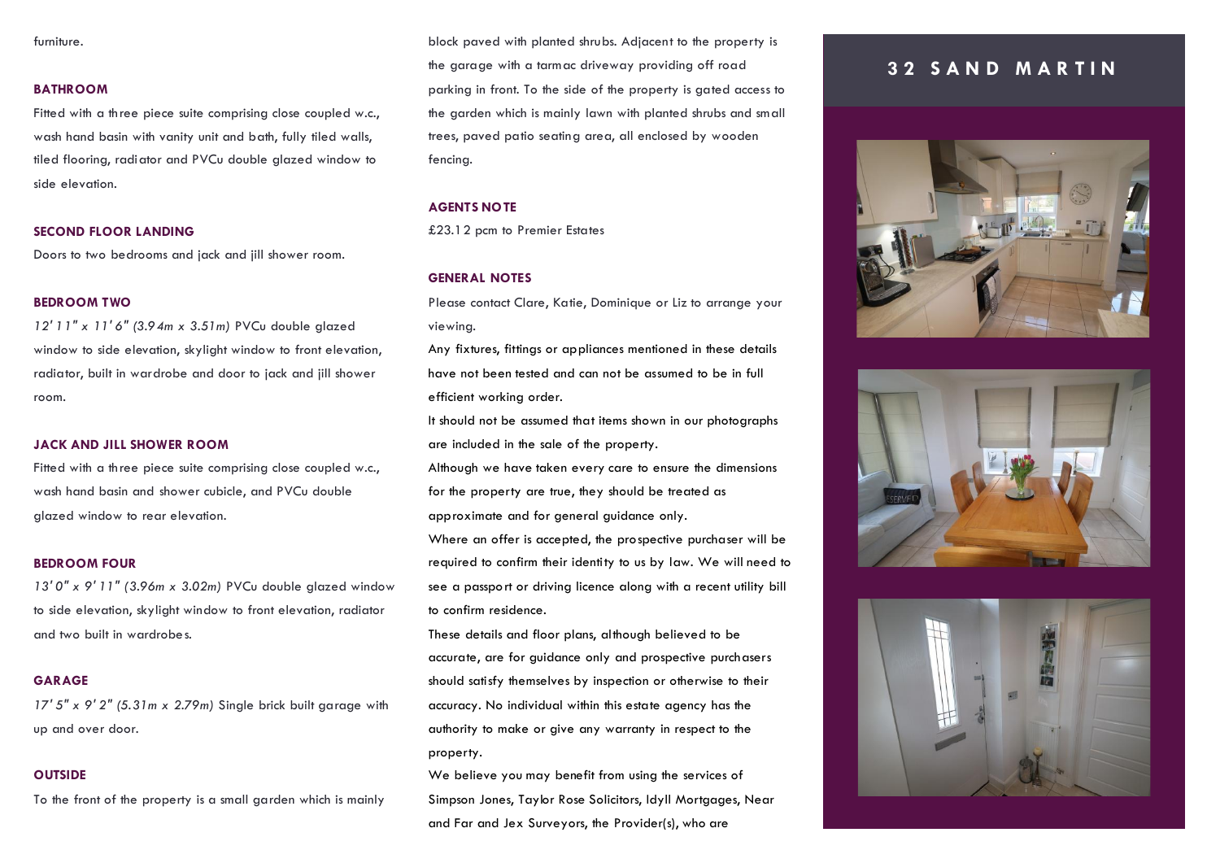furniture.

### BATHROOM

Fitted with a three piece suite comprising close coupled w.c., wash hand basin with vanity unit and bath, fully tiled walls, tiled flooring, radiator and PVCu double glazed window to side elevation.

### SECOND FLOOR LANDING

Doors to two bedrooms and jack and jill shower room.

### BEDROOM TWO

*12' 11" x 11' 6" (3.94m x 3.51m)* PVCu double glazed window to side elevation, skylight window to front elevation, radiator, built in wardrobe and door to jack and jill shower room.

### JACK AND JILL SHOWER ROOM

Fitted with a three piece suite comprising close coupled w.c., wash hand basin and shower cubicle, and PVCu double glazed window to rear elevation.

### BEDROOM FOUR

*13' 0" x 9' 11" (3.96m x 3.02m)* PVCu double glazed window to side elevation, skylight window to front elevation, radiator and two built in wardrobes.

### GARAGE

*17' 5" x 9' 2" (5.31m x 2.79m)* Single brick built garage with up and over door.

### OUTSIDE

To the front of the property is a small garden which is mainly block paved with planted shrubs. Adjacent to the property is the garage with a tarmac driveway providing off road parking in front. To the side of the property is gated access to the garden which is mainly lawn with planted shrubs and small trees, paved patio seating area, all enclosed by wooden fencing.

### AGENTS NOTE

£23.12 pcm to Premier Estates

### GENERAL NOTES

Please contact Clare, Katie, Dominique or Liz to arrange your viewing.

Any fixtures, fittings or appliances mentioned in these details have not been tested and can not be assumed to be in full efficient working order.

It should not be assumed that items shown in our photographs are included in the sale of the property.

Although we have taken every care to ensure the dimensions for the property are true, they should be treated as approximate and for general guidance only.

Where an offer is accepted, the prospective purchaser will be required to confirm their identity to us by law. We will need to see a passport or driving licence along with a recent utility bill to confirm residence.

These details and floor plans, although believed to be accurate, are for guidance only and prospective purchasers should satisfy themselves by inspection or otherwise to their accuracy. No individual within this estate agency has the authority to make or give any warranty in respect to the property.

We believe you may benefit from using the services of Simpson Jones, Taylor Rose Solicitors, Idyll Mortgages, Near and Far and Jex Surveyors, the Provider(s), who are

## 32 SAND MARTIN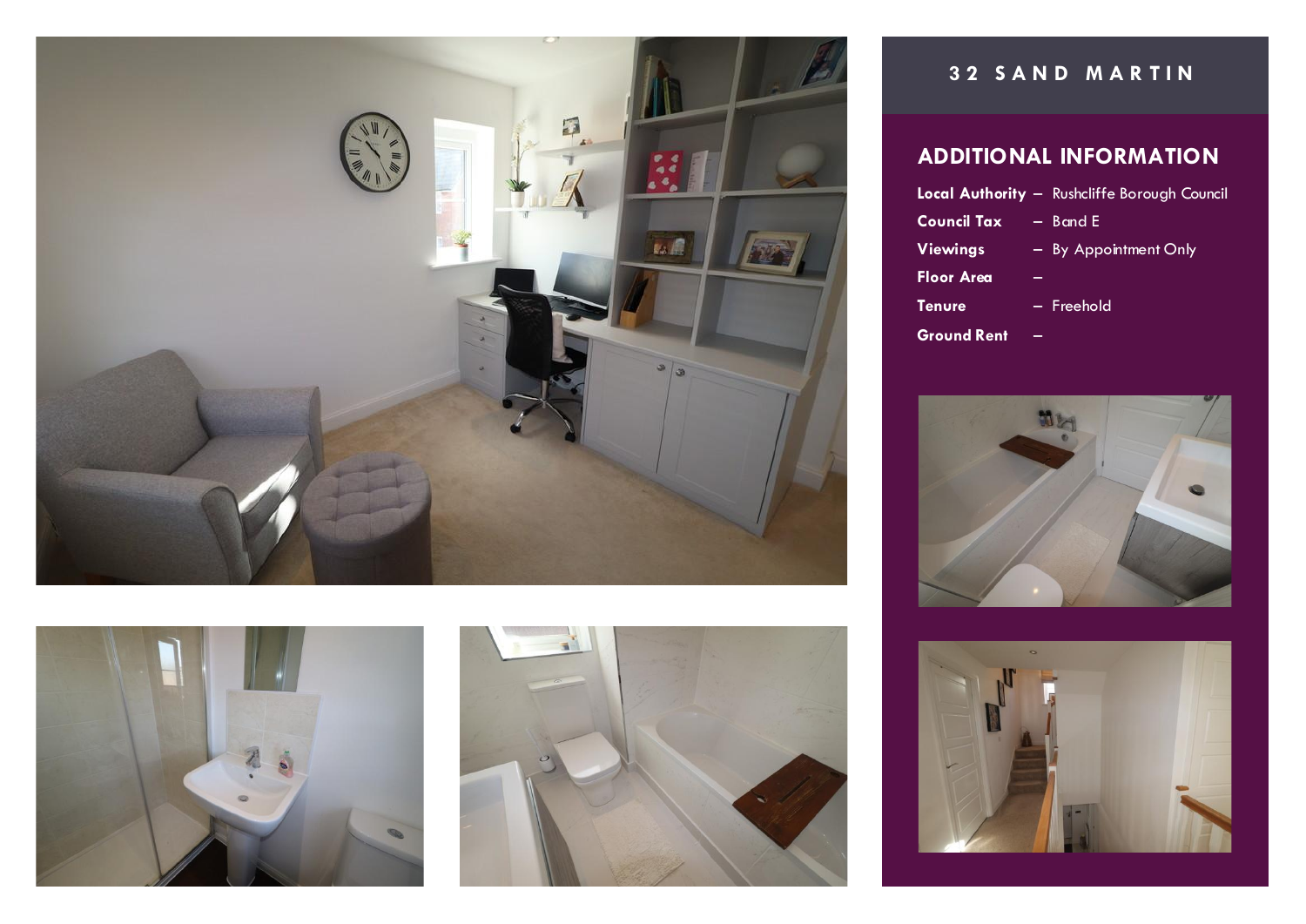# 32 SAND MARTIN

## ADDITIONAL INFORMATION

| | |
|---|---|
| **Local Authority** | – Rushcliffe Borough Council |
| **Council Tax** | – Band E |
| **Viewings** | – By Appointment Only |
| **Floor Area** | – |
| **Tenure** | – Freehold |
| **Ground Rent** | – |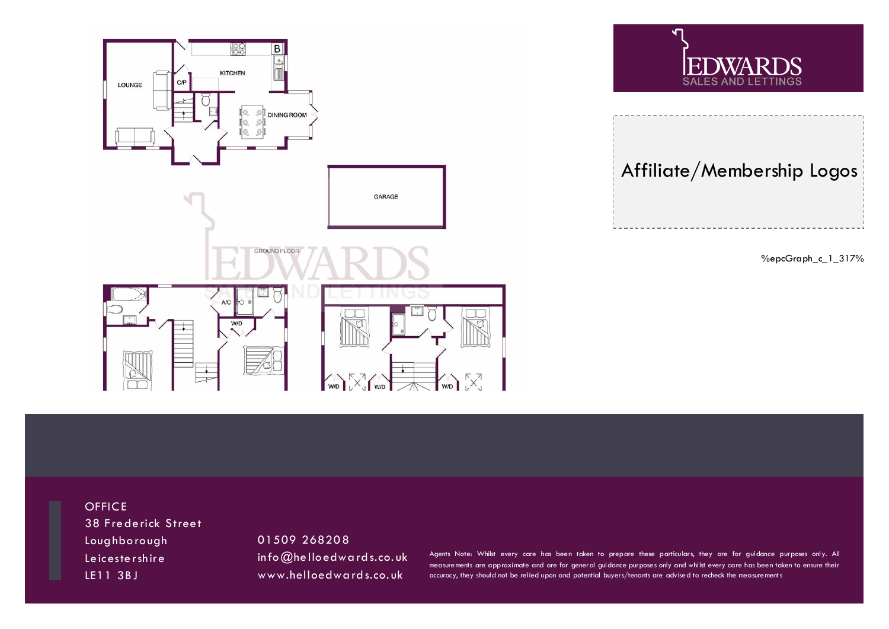LOUNGE

C/P

KITCHEN

B

DINING ROOM

GARAGE

GROUND FLOOR

A/C

W/D

W/D

W/D

W/D

EDWARDS SALES AND LETTINGS

Affiliate/Membership Logos

%epcGraph_c_1_317%

OFFICE
38 Frederick Street
Loughborough
Leicestershire
LE11 3BJ

01509 268208
info@helloedwards.co.uk
www.helloedwards.co.uk

Agents Note: Whilst every care has been taken to prepare these particulars, they are for guidance purposes only. All measurements are approximate and are for general guidance purposes only and whilst every care has been taken to ensure their accuracy, they should not be relied upon and potential buyers/tenants are advised to recheck the measurements